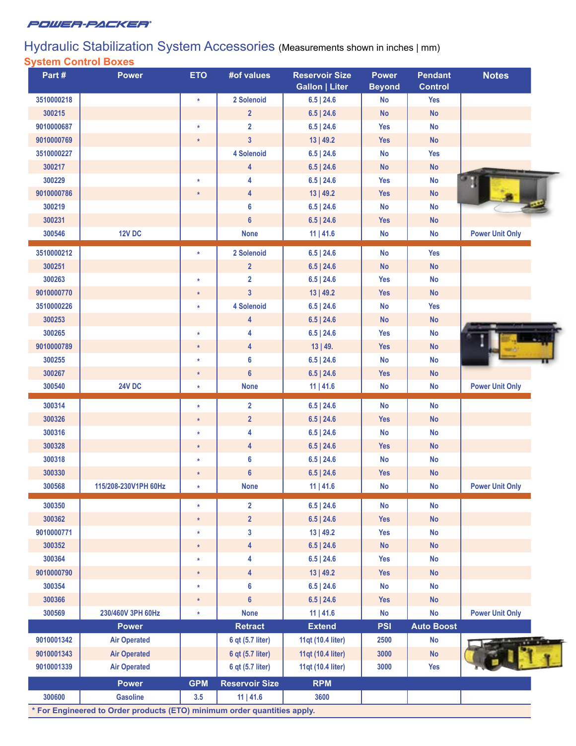## Hydraulic Stabilization System Accessories (Measurements shown in inches | mm)

### System Control Boxes

| Part # | Power | ETO | #of values | Reservoir Size Gallon \| Liter | Power Beyond | Pendant Control | Notes |
|---|---|---|---|---|---|---|---|
| 3510000218 | | * | 2 Solenoid | 6.5 \| 24.6 | No | Yes | |
| 300215 | | | 2 | 6.5 \| 24.6 | No | No | |
| 9010000687 | | * | 2 | 6.5 \| 24.6 | Yes | No | |
| 9010000769 | | * | 3 | 13 \| 49.2 | Yes | No | |
| 3510000227 | | | 4 Solenoid | 6.5 \| 24.6 | No | Yes | |
| 300217 | | | 4 | 6.5 \| 24.6 | No | No | |
| 300229 | | * | 4 | 6.5 \| 24.6 | Yes | No | |
| 9010000786 | | * | 4 | 13 \| 49.2 | Yes | No | |
| 300219 | | | 6 | 6.5 \| 24.6 | No | No | |
| 300231 | | | 6 | 6.5 \| 24.6 | Yes | No | |
| 300546 | 12V DC | | None | 11 \| 41.6 | No | No | Power Unit Only |
| 3510000212 | | * | 2 Solenoid | 6.5 \| 24.6 | No | Yes | |
| 300251 | | | 2 | 6.5 \| 24.6 | No | No | |
| 300263 | | * | 2 | 6.5 \| 24.6 | Yes | No | |
| 9010000770 | | * | 3 | 13 \| 49.2 | Yes | No | |
| 3510000226 | | * | 4 Solenoid | 6.5 \| 24.6 | No | Yes | |
| 300253 | | | 4 | 6.5 \| 24.6 | No | No | |
| 300265 | | * | 4 | 6.5 \| 24.6 | Yes | No | |
| 9010000789 | | * | 4 | 13 \| 49. | Yes | No | |
| 300255 | | * | 6 | 6.5 \| 24.6 | No | No | |
| 300267 | | * | 6 | 6.5 \| 24.6 | Yes | No | |
| 300540 | 24V DC | * | None | 11 \| 41.6 | No | No | Power Unit Only |
| 300314 | | * | 2 | 6.5 \| 24.6 | No | No | |
| 300326 | | * | 2 | 6.5 \| 24.6 | Yes | No | |
| 300316 | | * | 4 | 6.5 \| 24.6 | No | No | |
| 300328 | | * | 4 | 6.5 \| 24.6 | Yes | No | |
| 300318 | | * | 6 | 6.5 \| 24.6 | No | No | |
| 300330 | | * | 6 | 6.5 \| 24.6 | Yes | No | |
| 300568 | 115/208-230V1PH 60Hz | * | None | 11 \| 41.6 | No | No | Power Unit Only |
| 300350 | | * | 2 | 6.5 \| 24.6 | No | No | |
| 300362 | | * | 2 | 6.5 \| 24.6 | Yes | No | |
| 9010000771 | | * | 3 | 13 \| 49.2 | Yes | No | |
| 300352 | | * | 4 | 6.5 \| 24.6 | No | No | |
| 300364 | | * | 4 | 6.5 \| 24.6 | Yes | No | |
| 9010000790 | | * | 4 | 13 \| 49.2 | Yes | No | |
| 300354 | | * | 6 | 6.5 \| 24.6 | No | No | |
| 300366 | | * | 6 | 6.5 \| 24.6 | Yes | No | |
| 300569 | 230/460V 3PH 60Hz | * | None | 11 \| 41.6 | No | No | Power Unit Only |

| Part # | Power | | Retract | Extend | PSI | Auto Boost |
|---|---|---|---|---|---|---|
| 9010001342 | Air Operated | | 6 qt (5.7 liter) | 11qt (10.4 liter) | 2500 | No |
| 9010001343 | Air Operated | | 6 qt (5.7 liter) | 11qt (10.4 liter) | 3000 | No |
| 9010001339 | Air Operated | | 6 qt (5.7 liter) | 11qt (10.4 liter) | 3000 | Yes |

| Part # | Power | GPM | Reservoir Size | RPM |
|---|---|---|---|---|
| 300600 | Gasoline | 3.5 | 11 \| 41.6 | 3600 |

**\* For Engineered to Order products (ETO) minimum order quantities apply.**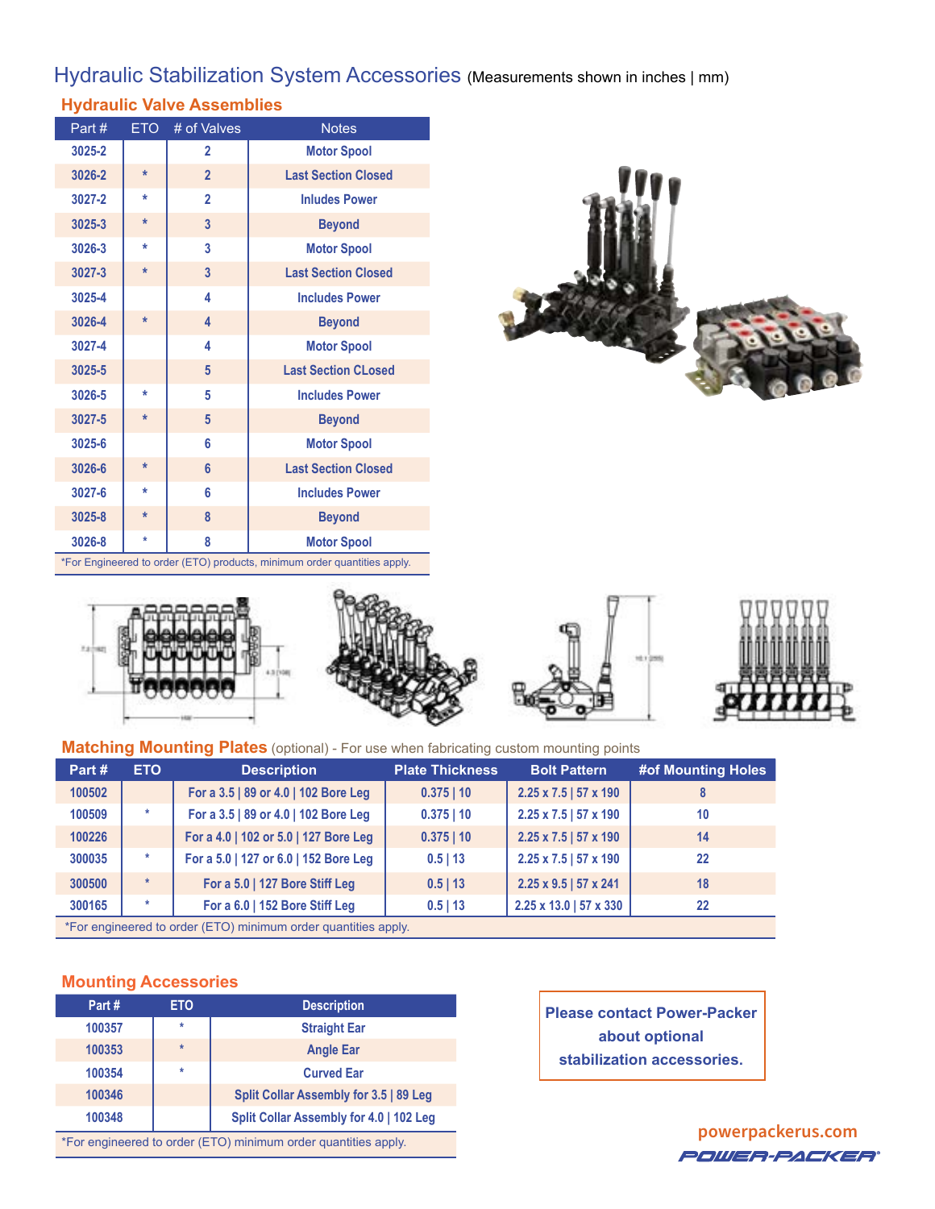# Hydraulic Stabilization System Accessories (Measurements shown in inches | mm)

## Hydraulic Valve Assemblies

| Part # | ETO | # of Valves | Notes |
|---|---|---|---|
| 3025-2 | | 2 | Motor Spool |
| 3026-2 | * | 2 | Last Section Closed |
| 3027-2 | * | 2 | Inludes Power |
| 3025-3 | * | 3 | Beyond |
| 3026-3 | * | 3 | Motor Spool |
| 3027-3 | * | 3 | Last Section Closed |
| 3025-4 | | 4 | Includes Power |
| 3026-4 | * | 4 | Beyond |
| 3027-4 | | 4 | Motor Spool |
| 3025-5 | | 5 | Last Section CLosed |
| 3026-5 | * | 5 | Includes Power |
| 3027-5 | * | 5 | Beyond |
| 3025-6 | | 6 | Motor Spool |
| 3026-6 | * | 6 | Last Section Closed |
| 3027-6 | * | 6 | Includes Power |
| 3025-8 | * | 8 | Beyond |
| 3026-8 | * | 8 | Motor Spool |

*For Engineered to order (ETO) products, minimum order quantities apply.

## Matching Mounting Plates (optional) - For use when fabricating custom mounting points

| Part # | ETO | Description | Plate Thickness | Bolt Pattern | #of Mounting Holes |
|---|---|---|---|---|---|
| 100502 | | For a 3.5 \| 89 or 4.0 \| 102 Bore Leg | 0.375 \| 10 | 2.25 x 7.5 \| 57 x 190 | 8 |
| 100509 | * | For a 3.5 \| 89 or 4.0 \| 102 Bore Leg | 0.375 \| 10 | 2.25 x 7.5 \| 57 x 190 | 10 |
| 100226 | | For a 4.0 \| 102 or 5.0 \| 127 Bore Leg | 0.375 \| 10 | 2.25 x 7.5 \| 57 x 190 | 14 |
| 300035 | * | For a 5.0 \| 127 or 6.0 \| 152 Bore Leg | 0.5 \| 13 | 2.25 x 7.5 \| 57 x 190 | 22 |
| 300500 | * | For a 5.0 \| 127 Bore Stiff Leg | 0.5 \| 13 | 2.25 x 9.5 \| 57 x 241 | 18 |
| 300165 | * | For a 6.0 \| 152 Bore Stiff Leg | 0.5 \| 13 | 2.25 x 13.0 \| 57 x 330 | 22 |

*For engineered to order (ETO) minimum order quantities apply.

## Mounting Accessories

| Part # | ETO | Description |
|---|---|---|
| 100357 | * | Straight Ear |
| 100353 | * | Angle Ear |
| 100354 | * | Curved Ear |
| 100346 | | Split Collar Assembly for 3.5 \| 89 Leg |
| 100348 | | Split Collar Assembly for 4.0 \| 102 Leg |

*For engineered to order (ETO) minimum order quantities apply.

**Please contact Power-Packer about optional stabilization accessories.**

powerpackerus.com

POWER-PACKER